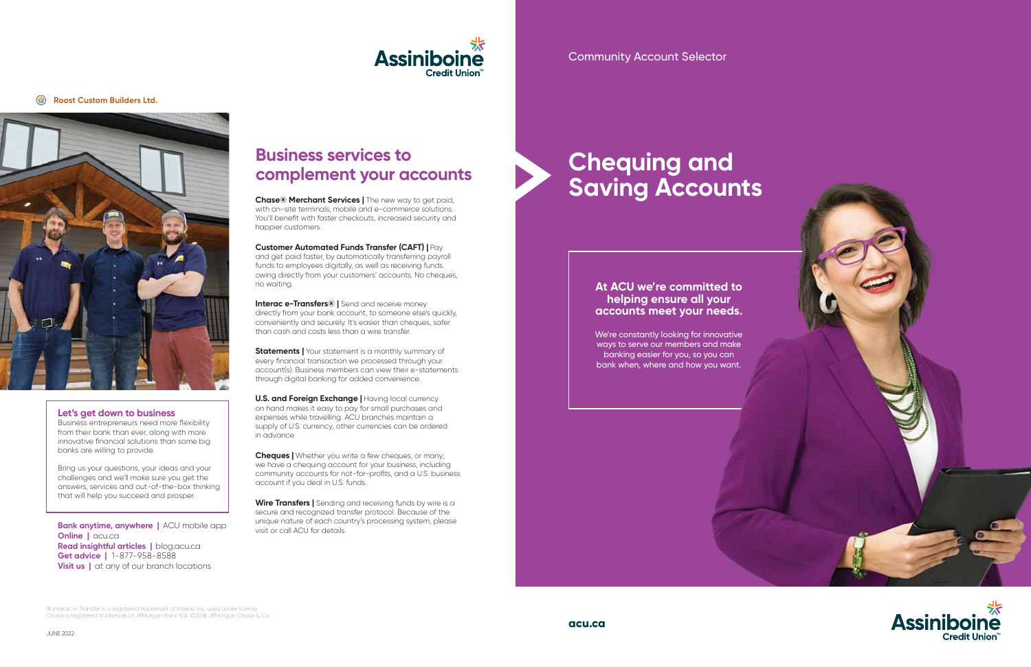Roost Custom Builders Ltd.

### Let's get down to business

Business entrepreneurs need more flexibility from their bank than ever, along with more innovative financial solutions than some big banks are willing to provide.

Bring us your questions, your ideas and your challenges and we'll make sure you get the answers, services and out-of-the-box thinking that will help you succeed and prosper.

**Bank anytime, anywhere |** ACU mobile app
**Online |** acu.ca
**Read insightful articles |** blog.acu.ca
**Get advice |** 1-877-958-8588
**Visit us |** at any of our branch locations

## Business services to complement your accounts

**Chase® Merchant Services |** The new way to get paid, with on-site terminals, mobile and e-commerce solutions. You'll benefit with faster checkouts, increased security and happier customers.

**Customer Automated Funds Transfer (CAFT) |** Pay and get paid faster, by automatically transferring payroll funds to employees digitally, as well as receiving funds owing directly from your customers' accounts. No cheques, no waiting.

**Interac e-Transfers® |** Send and receive money directly from your bank account, to someone else's quickly, conveniently and securely. It's easier than cheques, safer than cash and costs less than a wire transfer.

**Statements |** Your statement is a monthly summary of every financial transaction we processed through your account(s). Business members can view their e-statements through digital banking for added convenience.

**U.S. and Foreign Exchange |** Having local currency on hand makes it easy to pay for small purchases and expenses while travelling. ACU branches maintain a supply of U.S. currency; other currencies can be ordered in advance.

**Cheques |** Whether you write a few cheques, or many; we have a chequing account for your business, including community accounts for not-for-profits, and a U.S. business account if you deal in U.S. funds.

**Wire Transfers |** Sending and receiving funds by wire is a secure and recognized transfer protocol. Because of the unique nature of each country's processing system, please visit or call ACU for details.

® Interac e-Transfer is a registered trademark of Interac Inc. used under license.
Chase is registered trademark of JPMorgan Bank N.A. ©2018 JPMorgan Chase & Co.

JUNE 2022

Assiniboine Credit Union™

Community Account Selector

# Chequing and Saving Accounts

### At ACU we're committed to helping ensure all your accounts meet your needs.

We're constantly looking for innovative ways to serve our members and make banking easier for you, so you can bank when, where and how you want.

**acu.ca**

Assiniboine Credit Union™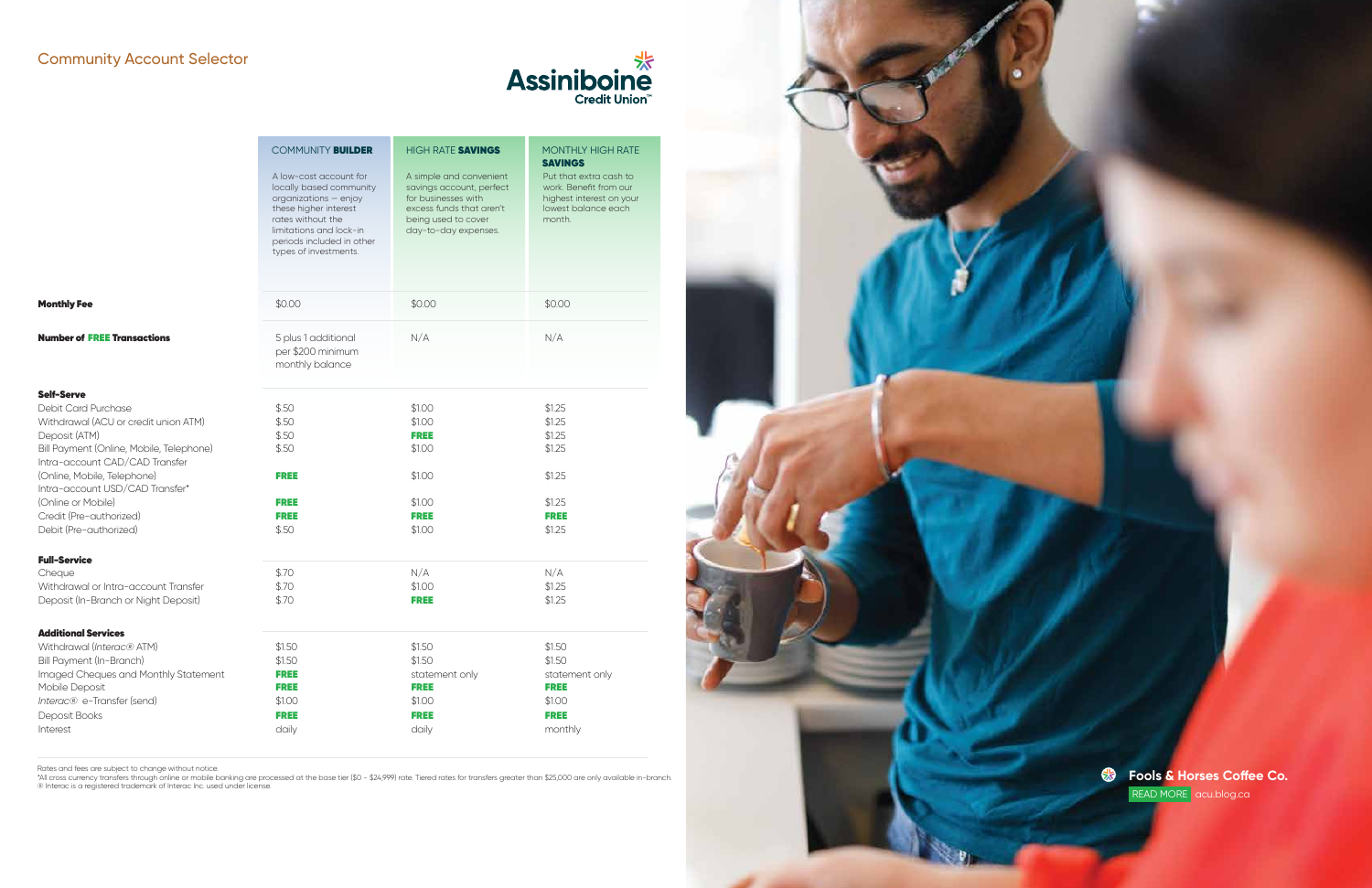## Community Account Selector

**Assiniboine Credit Union™**

| | COMMUNITY **BUILDER** | HIGH RATE **SAVINGS** | MONTHLY HIGH RATE **SAVINGS** |
|---|---|---|---|
| | A low-cost account for locally based community organizations – enjoy these higher interest rates without the limitations and lock-in periods included in other types of investments. | A simple and convenient savings account, perfect for businesses with excess funds that aren't being used to cover day-to-day expenses. | Put that extra cash to work. Benefit from our highest interest on your lowest balance each month. |
| **Monthly Fee** | $0.00 | $0.00 | $0.00 |
| **Number of FREE Transactions** | 5 plus 1 additional per $200 minimum monthly balance | N/A | N/A |
| **Self-Serve** | | | |
| Debit Card Purchase | $.50 | $1.00 | $1.25 |
| Withdrawal (ACU or credit union ATM) | $.50 | $1.00 | $1.25 |
| Deposit (ATM) | $.50 | **FREE** | $1.25 |
| Bill Payment (Online, Mobile, Telephone) | $.50 | $1.00 | $1.25 |
| Intra-account CAD/CAD Transfer (Online, Mobile, Telephone) | **FREE** | $1.00 | $1.25 |
| Intra-account USD/CAD Transfer* (Online or Mobile) | **FREE** | $1.00 | $1.25 |
| Credit (Pre-authorized) | **FREE** | **FREE** | **FREE** |
| Debit (Pre-authorized) | $.50 | $1.00 | $1.25 |
| **Full-Service** | | | |
| Cheque | $.70 | N/A | N/A |
| Withdrawal or Intra-account Transfer | $.70 | $1.00 | $1.25 |
| Deposit (In-Branch or Night Deposit) | $.70 | **FREE** | $1.25 |
| **Additional Services** | | | |
| Withdrawal (*Interac®* ATM) | $1.50 | $1.50 | $1.50 |
| Bill Payment (In-Branch) | $1.50 | $1.50 | $1.50 |
| Imaged Cheques and Monthly Statement | **FREE** | statement only | statement only |
| Mobile Deposit | **FREE** | **FREE** | **FREE** |
| *Interac®* e-Transfer (send) | $1.00 | $1.00 | $1.00 |
| Deposit Books | **FREE** | **FREE** | **FREE** |
| Interest | daily | daily | monthly |

Rates and fees are subject to change without notice.
*All cross currency transfers through online or mobile banking are processed at the base tier ($0 - $24,999) rate. Tiered rates for transfers greater than $25,000 are only available in-branch.
® Interac is a registered trademark of Interac Inc. used under license.

**Fools & Horses Coffee Co.**
READ MORE acu.blog.ca